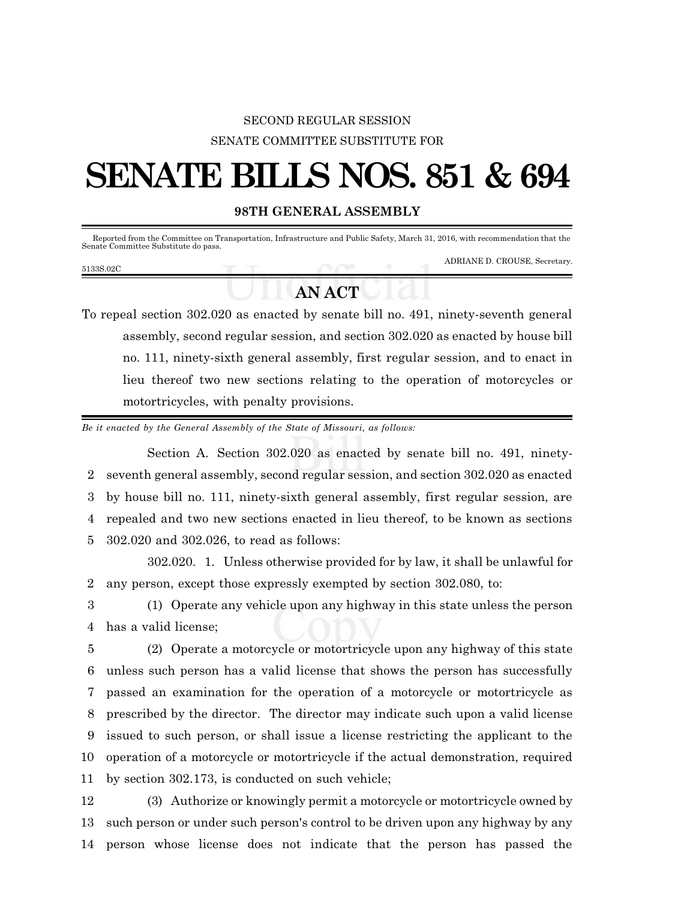SECOND REGULAR SESSION

SENATE COMMITTEE SUBSTITUTE FOR

# SENATE BILLS NOS. 851 & 694

**98TH GENERAL ASSEMBLY**

Reported from the Committee on Transportation, Infrastructure and Public Safety, March 31, 2016, with recommendation that the Senate Committee Substitute do pass.

ADRIANE D. CROUSE, Secretary.

5133S.02C

## AN ACT

To repeal section 302.020 as enacted by senate bill no. 491, ninety-seventh general assembly, second regular session, and section 302.020 as enacted by house bill no. 111, ninety-sixth general assembly, first regular session, and to enact in lieu thereof two new sections relating to the operation of motorcycles or motortricycles, with penalty provisions.

*Be it enacted by the General Assembly of the State of Missouri, as follows:*

Section A. Section 302.020 as enacted by senate bill no. 491, ninety-seventh general assembly, second regular session, and section 302.020 as enacted by house bill no. 111, ninety-sixth general assembly, first regular session, are repealed and two new sections enacted in lieu thereof, to be known as sections 302.020 and 302.026, to read as follows:

302.020. 1. Unless otherwise provided for by law, it shall be unlawful for any person, except those expressly exempted by section 302.080, to:

(1) Operate any vehicle upon any highway in this state unless the person has a valid license;

(2) Operate a motorcycle or motortricycle upon any highway of this state unless such person has a valid license that shows the person has successfully passed an examination for the operation of a motorcycle or motortricycle as prescribed by the director. The director may indicate such upon a valid license issued to such person, or shall issue a license restricting the applicant to the operation of a motorcycle or motortricycle if the actual demonstration, required by section 302.173, is conducted on such vehicle;

(3) Authorize or knowingly permit a motorcycle or motortricycle owned by such person or under such person's control to be driven upon any highway by any person whose license does not indicate that the person has passed the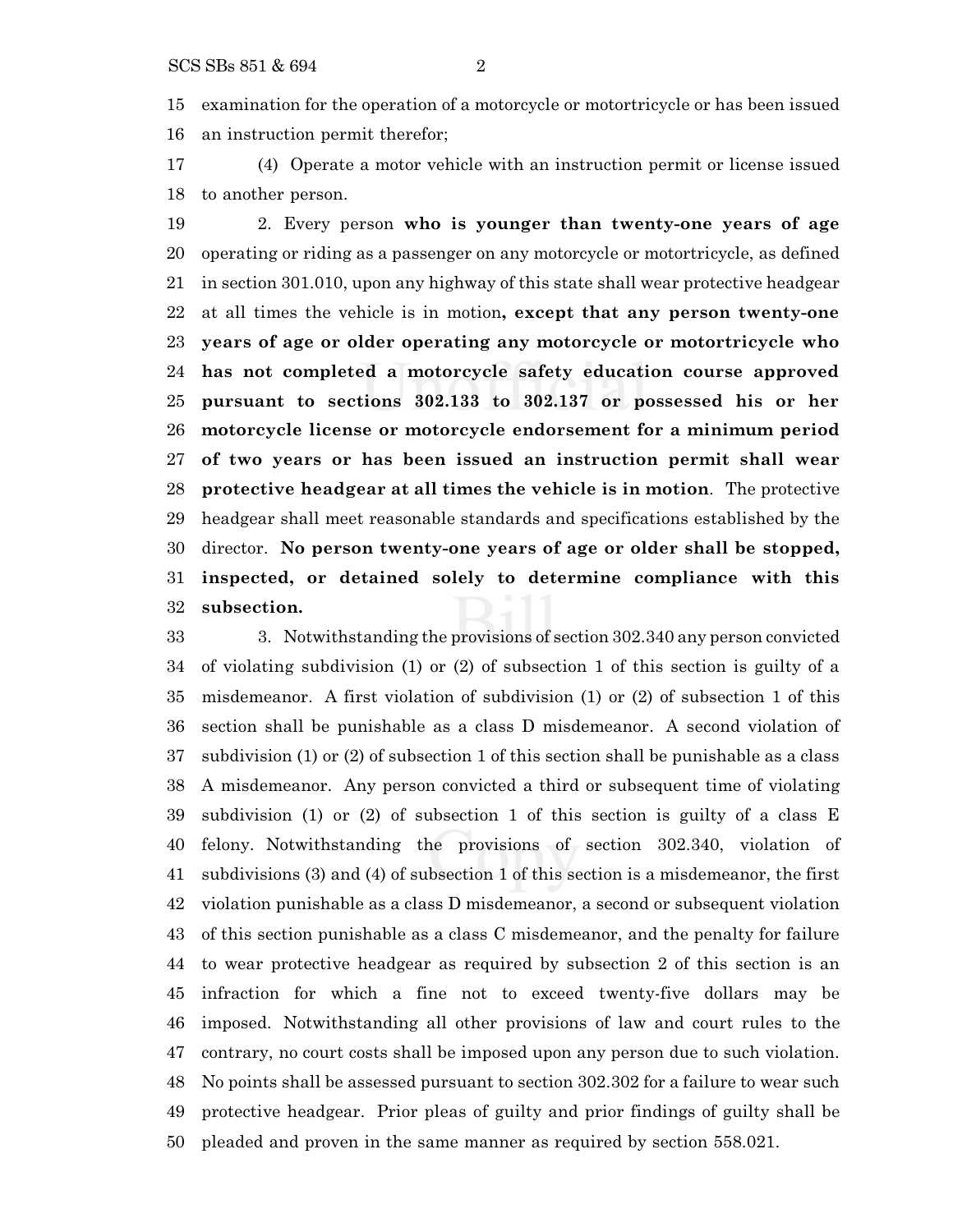examination for the operation of a motorcycle or motortricycle or has been issued an instruction permit therefor;

(4) Operate a motor vehicle with an instruction permit or license issued to another person.

2. Every person **who is younger than twenty-one years of age** operating or riding as a passenger on any motorcycle or motortricycle, as defined in section 301.010, upon any highway of this state shall wear protective headgear at all times the vehicle is in motion**, except that any person twenty-one years of age or older operating any motorcycle or motortricycle who has not completed a motorcycle safety education course approved pursuant to sections 302.133 to 302.137 or possessed his or her motorcycle license or motorcycle endorsement for a minimum period of two years or has been issued an instruction permit shall wear protective headgear at all times the vehicle is in motion**. The protective headgear shall meet reasonable standards and specifications established by the director. **No person twenty-one years of age or older shall be stopped, inspected, or detained solely to determine compliance with this subsection.**

3. Notwithstanding the provisions of section 302.340 any person convicted of violating subdivision (1) or (2) of subsection 1 of this section is guilty of a misdemeanor. A first violation of subdivision (1) or (2) of subsection 1 of this section shall be punishable as a class D misdemeanor. A second violation of subdivision (1) or (2) of subsection 1 of this section shall be punishable as a class A misdemeanor. Any person convicted a third or subsequent time of violating subdivision (1) or (2) of subsection 1 of this section is guilty of a class E felony. Notwithstanding the provisions of section 302.340, violation of subdivisions (3) and (4) of subsection 1 of this section is a misdemeanor, the first violation punishable as a class D misdemeanor, a second or subsequent violation of this section punishable as a class C misdemeanor, and the penalty for failure to wear protective headgear as required by subsection 2 of this section is an infraction for which a fine not to exceed twenty-five dollars may be imposed. Notwithstanding all other provisions of law and court rules to the contrary, no court costs shall be imposed upon any person due to such violation. No points shall be assessed pursuant to section 302.302 for a failure to wear such protective headgear. Prior pleas of guilty and prior findings of guilty shall be pleaded and proven in the same manner as required by section 558.021.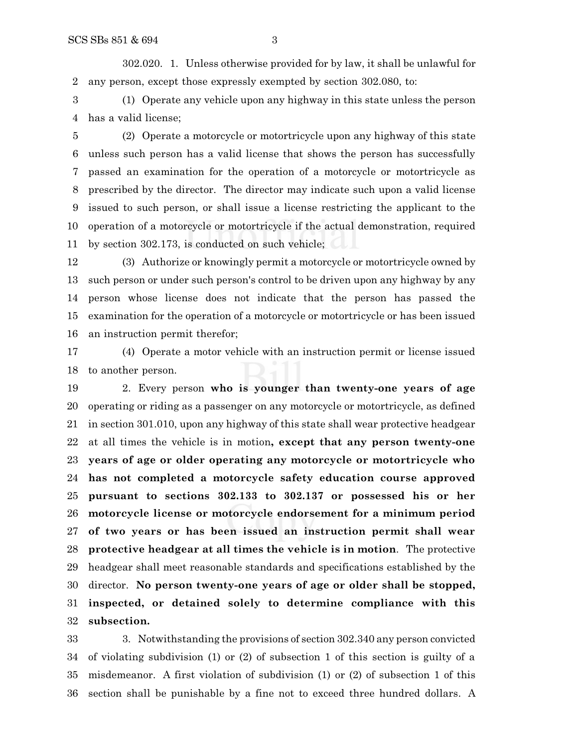302.020. 1. Unless otherwise provided for by law, it shall be unlawful for any person, except those expressly exempted by section 302.080, to:

(1) Operate any vehicle upon any highway in this state unless the person has a valid license;

(2) Operate a motorcycle or motortricycle upon any highway of this state unless such person has a valid license that shows the person has successfully passed an examination for the operation of a motorcycle or motortricycle as prescribed by the director. The director may indicate such upon a valid license issued to such person, or shall issue a license restricting the applicant to the operation of a motorcycle or motortricycle if the actual demonstration, required by section 302.173, is conducted on such vehicle;

(3) Authorize or knowingly permit a motorcycle or motortricycle owned by such person or under such person's control to be driven upon any highway by any person whose license does not indicate that the person has passed the examination for the operation of a motorcycle or motortricycle or has been issued an instruction permit therefor;

(4) Operate a motor vehicle with an instruction permit or license issued to another person.

2. Every person **who is younger than twenty-one years of age** operating or riding as a passenger on any motorcycle or motortricycle, as defined in section 301.010, upon any highway of this state shall wear protective headgear at all times the vehicle is in motion**, except that any person twenty-one years of age or older operating any motorcycle or motortricycle who has not completed a motorcycle safety education course approved pursuant to sections 302.133 to 302.137 or possessed his or her motorcycle license or motorcycle endorsement for a minimum period of two years or has been issued an instruction permit shall wear protective headgear at all times the vehicle is in motion**. The protective headgear shall meet reasonable standards and specifications established by the director. **No person twenty-one years of age or older shall be stopped, inspected, or detained solely to determine compliance with this subsection.**

3. Notwithstanding the provisions of section 302.340 any person convicted of violating subdivision (1) or (2) of subsection 1 of this section is guilty of a misdemeanor. A first violation of subdivision (1) or (2) of subsection 1 of this section shall be punishable by a fine not to exceed three hundred dollars. A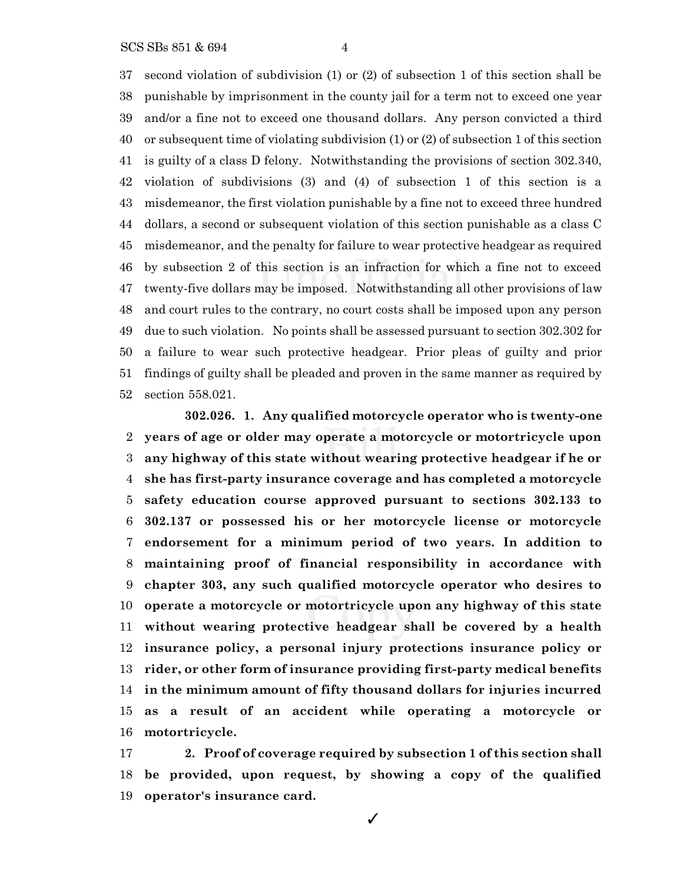second violation of subdivision (1) or (2) of subsection 1 of this section shall be punishable by imprisonment in the county jail for a term not to exceed one year and/or a fine not to exceed one thousand dollars. Any person convicted a third or subsequent time of violating subdivision (1) or (2) of subsection 1 of this section is guilty of a class D felony. Notwithstanding the provisions of section 302.340, violation of subdivisions (3) and (4) of subsection 1 of this section is a misdemeanor, the first violation punishable by a fine not to exceed three hundred dollars, a second or subsequent violation of this section punishable as a class C misdemeanor, and the penalty for failure to wear protective headgear as required by subsection 2 of this section is an infraction for which a fine not to exceed twenty-five dollars may be imposed. Notwithstanding all other provisions of law and court rules to the contrary, no court costs shall be imposed upon any person due to such violation. No points shall be assessed pursuant to section 302.302 for a failure to wear such protective headgear. Prior pleas of guilty and prior findings of guilty shall be pleaded and proven in the same manner as required by section 558.021.

**302.026. 1. Any qualified motorcycle operator who is twenty-one years of age or older may operate a motorcycle or motortricycle upon any highway of this state without wearing protective headgear if he or she has first-party insurance coverage and has completed a motorcycle safety education course approved pursuant to sections 302.133 to 302.137 or possessed his or her motorcycle license or motorcycle endorsement for a minimum period of two years. In addition to maintaining proof of financial responsibility in accordance with chapter 303, any such qualified motorcycle operator who desires to operate a motorcycle or motortricycle upon any highway of this state without wearing protective headgear shall be covered by a health insurance policy, a personal injury protections insurance policy or rider, or other form of insurance providing first-party medical benefits in the minimum amount of fifty thousand dollars for injuries incurred as a result of an accident while operating a motorcycle or motortricycle.**

**2. Proof of coverage required by subsection 1 of this section shall be provided, upon request, by showing a copy of the qualified operator's insurance card.**

✓